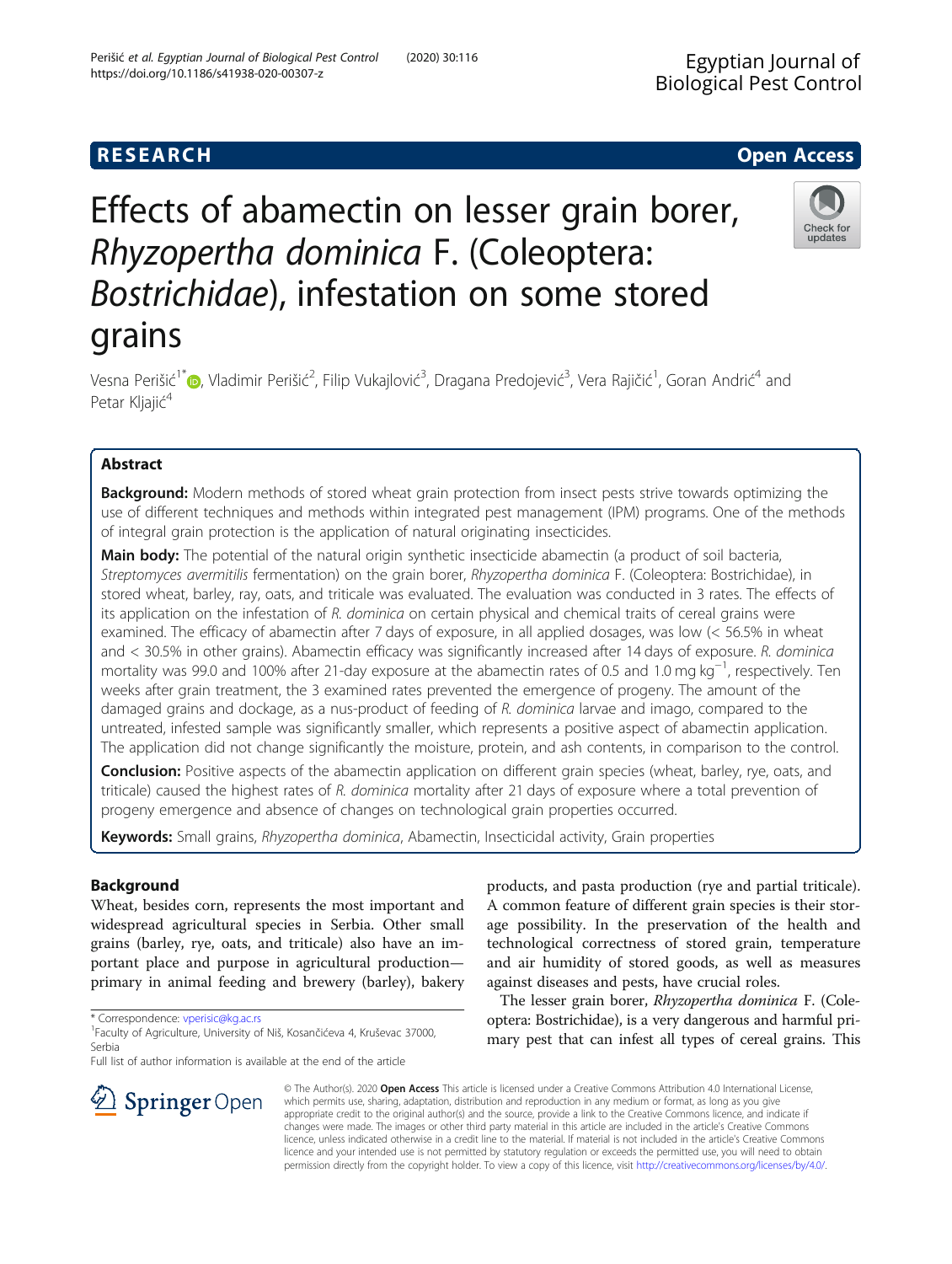RESEARCH Open Access

# Effects of abamectin on lesser grain borer, *Rhyzopertha dominica* F. (Coleoptera: *Bostrichidae*), infestation on some stored grains

Vesna Perišić[1*], Vladimir Perišić[2], Filip Vukajlović[3], Dragana Predojević[3], Vera Rajičić[1], Goran Andrić[4] and Petar Kljajić[4]

## Abstract

**Background:** Modern methods of stored wheat grain protection from insect pests strive towards optimizing the use of different techniques and methods within integrated pest management (IPM) programs. One of the methods of integral grain protection is the application of natural originating insecticides.

**Main body:** The potential of the natural origin synthetic insecticide abamectin (a product of soil bacteria, *Streptomyces avermitilis* fermentation) on the grain borer, *Rhyzopertha dominica* F. (Coleoptera: Bostrichidae), in stored wheat, barley, ray, oats, and triticale was evaluated. The evaluation was conducted in 3 rates. The effects of its application on the infestation of *R. dominica* on certain physical and chemical traits of cereal grains were examined. The efficacy of abamectin after 7 days of exposure, in all applied dosages, was low (< 56.5% in wheat and < 30.5% in other grains). Abamectin efficacy was significantly increased after 14 days of exposure. *R. dominica* mortality was 99.0 and 100% after 21-day exposure at the abamectin rates of 0.5 and 1.0 mg $kg^{-1}$, respectively. Ten weeks after grain treatment, the 3 examined rates prevented the emergence of progeny. The amount of the damaged grains and dockage, as a nus-product of feeding of *R. dominica* larvae and imago, compared to the untreated, infested sample was significantly smaller, which represents a positive aspect of abamectin application. The application did not change significantly the moisture, protein, and ash contents, in comparison to the control.

**Conclusion:** Positive aspects of the abamectin application on different grain species (wheat, barley, rye, oats, and triticale) caused the highest rates of *R. dominica* mortality after 21 days of exposure where a total prevention of progeny emergence and absence of changes on technological grain properties occurred.

**Keywords:** Small grains, *Rhyzopertha dominica*, Abamectin, Insecticidal activity, Grain properties

## Background

Wheat, besides corn, represents the most important and widespread agricultural species in Serbia. Other small grains (barley, rye, oats, and triticale) also have an important place and purpose in agricultural production—primary in animal feeding and brewery (barley), bakery products, and pasta production (rye and partial triticale). A common feature of different grain species is their storage possibility. In the preservation of the health and technological correctness of stored grain, temperature and air humidity of stored goods, as well as measures against diseases and pests, have crucial roles.

The lesser grain borer, *Rhyzopertha dominica* F. (Coleoptera: Bostrichidae), is a very dangerous and harmful primary pest that can infest all types of cereal grains. This

\* Correspondence: vperisic@kg.ac.rs

[1]Faculty of Agriculture, University of Niš, Kosančićeva 4, Kruševac 37000, Serbia

Full list of author information is available at the end of the article

© The Author(s). 2020 **Open Access** This article is licensed under a Creative Commons Attribution 4.0 International License, which permits use, sharing, adaptation, distribution and reproduction in any medium or format, as long as you give appropriate credit to the original author(s) and the source, provide a link to the Creative Commons licence, and indicate if changes were made. The images or other third party material in this article are included in the article's Creative Commons licence, unless indicated otherwise in a credit line to the material. If material is not included in the article's Creative Commons licence and your intended use is not permitted by statutory regulation or exceeds the permitted use, you will need to obtain permission directly from the copyright holder. To view a copy of this licence, visit http://creativecommons.org/licenses/by/4.0/.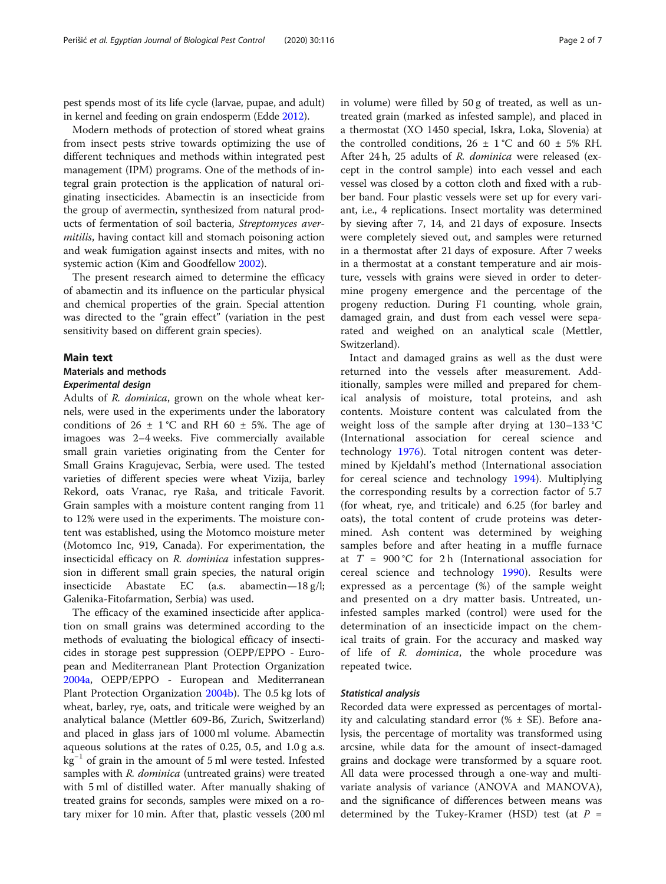pest spends most of its life cycle (larvae, pupae, and adult) in kernel and feeding on grain endosperm (Edde 2012).

Modern methods of protection of stored wheat grains from insect pests strive towards optimizing the use of different techniques and methods within integrated pest management (IPM) programs. One of the methods of integral grain protection is the application of natural originating insecticides. Abamectin is an insecticide from the group of avermectin, synthesized from natural products of fermentation of soil bacteria, *Streptomyces avermitilis*, having contact kill and stomach poisoning action and weak fumigation against insects and mites, with no systemic action (Kim and Goodfellow 2002).

The present research aimed to determine the efficacy of abamectin and its influence on the particular physical and chemical properties of the grain. Special attention was directed to the "grain effect" (variation in the pest sensitivity based on different grain species).

## Main text

### Materials and methods

#### *Experimental design*

Adults of *R. dominica*, grown on the whole wheat kernels, were used in the experiments under the laboratory conditions of 26 ± 1 °C and RH 60 ± 5%. The age of imagoes was 2–4 weeks. Five commercially available small grain varieties originating from the Center for Small Grains Kragujevac, Serbia, were used. The tested varieties of different species were wheat Vizija, barley Rekord, oats Vranac, rye Raša, and triticale Favorit. Grain samples with a moisture content ranging from 11 to 12% were used in the experiments. The moisture content was established, using the Motomco moisture meter (Motomco Inc, 919, Canada). For experimentation, the insecticidal efficacy on *R. dominica* infestation suppression in different small grain species, the natural origin insecticide Abastate EC (a.s. abamectin—18 g/l; Galenika-Fitofarmation, Serbia) was used.

The efficacy of the examined insecticide after application on small grains was determined according to the methods of evaluating the biological efficacy of insecticides in storage pest suppression (OEPP/EPPO - European and Mediterranean Plant Protection Organization 2004a, OEPP/EPPO - European and Mediterranean Plant Protection Organization 2004b). The 0.5 kg lots of wheat, barley, rye, oats, and triticale were weighed by an analytical balance (Mettler 609-B6, Zurich, Switzerland) and placed in glass jars of 1000 ml volume. Abamectin aqueous solutions at the rates of 0.25, 0.5, and 1.0 g a.s. $kg^{-1}$ of grain in the amount of 5 ml were tested. Infested samples with *R. dominica* (untreated grains) were treated with 5 ml of distilled water. After manually shaking of treated grains for seconds, samples were mixed on a rotary mixer for 10 min. After that, plastic vessels (200 ml in volume) were filled by 50 g of treated, as well as untreated grain (marked as infested sample), and placed in a thermostat (XO 1450 special, Iskra, Loka, Slovenia) at the controlled conditions, 26 ± 1 °C and 60 ± 5% RH. After 24 h, 25 adults of *R. dominica* were released (except in the control sample) into each vessel and each vessel was closed by a cotton cloth and fixed with a rubber band. Four plastic vessels were set up for every variant, i.e., 4 replications. Insect mortality was determined by sieving after 7, 14, and 21 days of exposure. Insects were completely sieved out, and samples were returned in a thermostat after 21 days of exposure. After 7 weeks in a thermostat at a constant temperature and air moisture, vessels with grains were sieved in order to determine progeny emergence and the percentage of the progeny reduction. During F1 counting, whole grain, damaged grain, and dust from each vessel were separated and weighed on an analytical scale (Mettler, Switzerland).

Intact and damaged grains as well as the dust were returned into the vessels after measurement. Additionally, samples were milled and prepared for chemical analysis of moisture, total proteins, and ash contents. Moisture content was calculated from the weight loss of the sample after drying at 130–133 °C (International association for cereal science and technology 1976). Total nitrogen content was determined by Kjeldahl's method (International association for cereal science and technology 1994). Multiplying the corresponding results by a correction factor of 5.7 (for wheat, rye, and triticale) and 6.25 (for barley and oats), the total content of crude proteins was determined. Ash content was determined by weighing samples before and after heating in a muffle furnace at $T$ = 900 °C for 2 h (International association for cereal science and technology 1990). Results were expressed as a percentage (%) of the sample weight and presented on a dry matter basis. Untreated, uninfested samples marked (control) were used for the determination of an insecticide impact on the chemical traits of grain. For the accuracy and masked way of life of *R. dominica*, the whole procedure was repeated twice.

#### *Statistical analysis*

Recorded data were expressed as percentages of mortality and calculating standard error (% ± SE). Before analysis, the percentage of mortality was transformed using arcsine, while data for the amount of insect-damaged grains and dockage were transformed by a square root. All data were processed through a one-way and multivariate analysis of variance (ANOVA and MANOVA), and the significance of differences between means was determined by the Tukey-Kramer (HSD) test (at $P$ =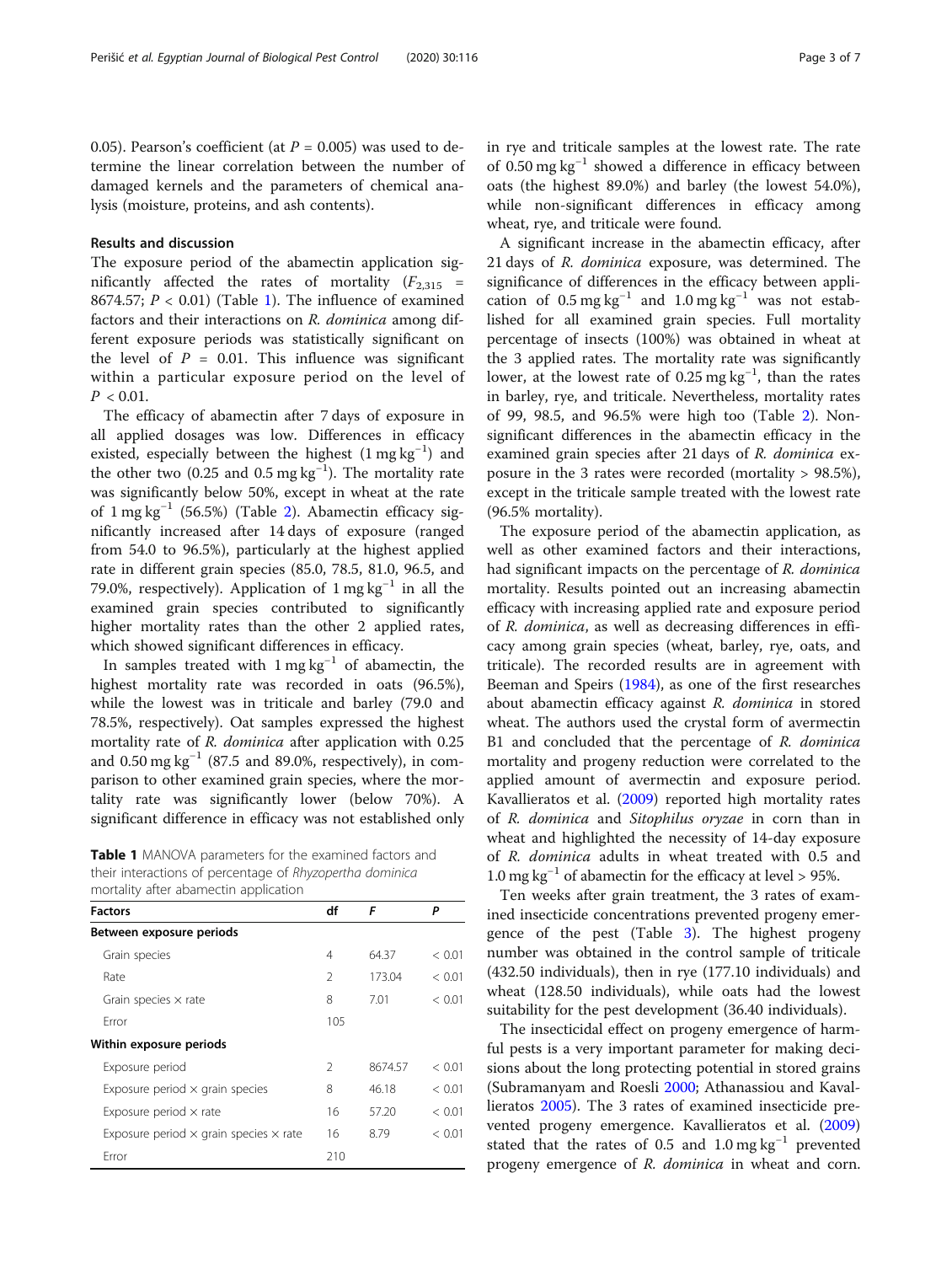0.05). Pearson's coefficient (at $P = 0.005$) was used to determine the linear correlation between the number of damaged kernels and the parameters of chemical analysis (moisture, proteins, and ash contents).

## Results and discussion

The exposure period of the abamectin application significantly affected the rates of mortality ($F_{2,315} = 8674.57$; $P < 0.01$) (Table 1). The influence of examined factors and their interactions on *R. dominica* among different exposure periods was statistically significant on the level of $P = 0.01$. This influence was significant within a particular exposure period on the level of $P < 0.01$.

The efficacy of abamectin after 7 days of exposure in all applied dosages was low. Differences in efficacy existed, especially between the highest (1 mg $kg^{-1}$) and the other two (0.25 and 0.5 mg $kg^{-1}$). The mortality rate was significantly below 50%, except in wheat at the rate of 1 mg $kg^{-1}$ (56.5%) (Table 2). Abamectin efficacy significantly increased after 14 days of exposure (ranged from 54.0 to 96.5%), particularly at the highest applied rate in different grain species (85.0, 78.5, 81.0, 96.5, and 79.0%, respectively). Application of 1 mg $kg^{-1}$ in all the examined grain species contributed to significantly higher mortality rates than the other 2 applied rates, which showed significant differences in efficacy.

In samples treated with 1 mg $kg^{-1}$ of abamectin, the highest mortality rate was recorded in oats (96.5%), while the lowest was in triticale and barley (79.0 and 78.5%, respectively). Oat samples expressed the highest mortality rate of *R. dominica* after application with 0.25 and 0.50 mg $kg^{-1}$ (87.5 and 89.0%, respectively), in comparison to other examined grain species, where the mortality rate was significantly lower (below 70%). A significant difference in efficacy was not established only in rye and triticale samples at the lowest rate. The rate of 0.50 mg $kg^{-1}$ showed a difference in efficacy between oats (the highest 89.0%) and barley (the lowest 54.0%), while non-significant differences in efficacy among wheat, rye, and triticale were found.

**Table 1** MANOVA parameters for the examined factors and their interactions of percentage of *Rhyzopertha dominica* mortality after abamectin application

| Factors | df | *F* | *P* |
|---|---|---|---|
| **Between exposure periods** | | | |
| Grain species | 4 | 64.37 | < 0.01 |
| Rate | 2 | 173.04 | < 0.01 |
| Grain species × rate | 8 | 7.01 | < 0.01 |
| Error | 105 | | |
| **Within exposure periods** | | | |
| Exposure period | 2 | 8674.57 | < 0.01 |
| Exposure period × grain species | 8 | 46.18 | < 0.01 |
| Exposure period × rate | 16 | 57.20 | < 0.01 |
| Exposure period × grain species × rate | 16 | 8.79 | < 0.01 |
| Error | 210 | | |

A significant increase in the abamectin efficacy, after 21 days of *R. dominica* exposure, was determined. The significance of differences in the efficacy between application of 0.5 mg $kg^{-1}$ and 1.0 mg $kg^{-1}$ was not established for all examined grain species. Full mortality percentage of insects (100%) was obtained in wheat at the 3 applied rates. The mortality rate was significantly lower, at the lowest rate of 0.25 mg $kg^{-1}$, than the rates in barley, rye, and triticale. Nevertheless, mortality rates of 99, 98.5, and 96.5% were high too (Table 2). Non-significant differences in the abamectin efficacy in the examined grain species after 21 days of *R. dominica* exposure in the 3 rates were recorded (mortality > 98.5%), except in the triticale sample treated with the lowest rate (96.5% mortality).

The exposure period of the abamectin application, as well as other examined factors and their interactions, had significant impacts on the percentage of *R. dominica* mortality. Results pointed out an increasing abamectin efficacy with increasing applied rate and exposure period of *R. dominica*, as well as decreasing differences in efficacy among grain species (wheat, barley, rye, oats, and triticale). The recorded results are in agreement with Beeman and Speirs (1984), as one of the first researches about abamectin efficacy against *R. dominica* in stored wheat. The authors used the crystal form of avermectin B1 and concluded that the percentage of *R. dominica* mortality and progeny reduction were correlated to the applied amount of avermectin and exposure period. Kavallieratos et al. (2009) reported high mortality rates of *R. dominica* and *Sitophilus oryzae* in corn than in wheat and highlighted the necessity of 14-day exposure of *R. dominica* adults in wheat treated with 0.5 and 1.0 mg $kg^{-1}$ of abamectin for the efficacy at level > 95%.

Ten weeks after grain treatment, the 3 rates of examined insecticide concentrations prevented progeny emergence of the pest (Table 3). The highest progeny number was obtained in the control sample of triticale (432.50 individuals), then in rye (177.10 individuals) and wheat (128.50 individuals), while oats had the lowest suitability for the pest development (36.40 individuals).

The insecticidal effect on progeny emergence of harmful pests is a very important parameter for making decisions about the long protecting potential in stored grains (Subramanyam and Roesli 2000; Athanassiou and Kavallieratos 2005). The 3 rates of examined insecticide prevented progeny emergence. Kavallieratos et al. (2009) stated that the rates of 0.5 and 1.0 mg $kg^{-1}$ prevented progeny emergence of *R. dominica* in wheat and corn.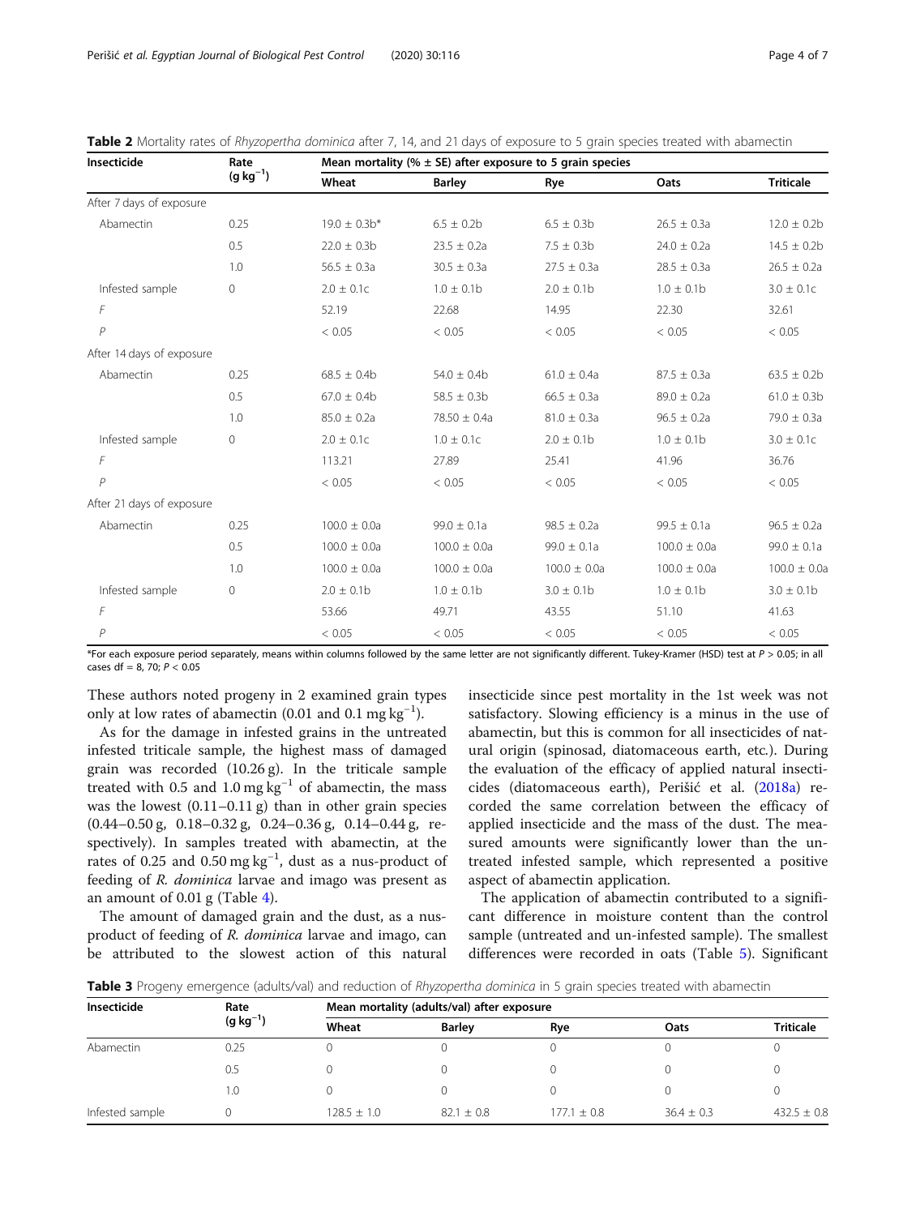**Table 2** Mortality rates of *Rhyzopertha dominica* after 7, 14, and 21 days of exposure to 5 grain species treated with abamectin

| Insecticide | Rate ($g\,kg^{-1}$) | Mean mortality (% ± SE) after exposure to 5 grain species | | | | |
|---|---|---|---|---|---|---|
| | | Wheat | Barley | Rye | Oats | Triticale |
| After 7 days of exposure | | | | | | |
| Abamectin | 0.25 | 19.0 ± 0.3b* | 6.5 ± 0.2b | 6.5 ± 0.3b | 26.5 ± 0.3a | 12.0 ± 0.2b |
| | 0.5 | 22.0 ± 0.3b | 23.5 ± 0.2a | 7.5 ± 0.3b | 24.0 ± 0.2a | 14.5 ± 0.2b |
| | 1.0 | 56.5 ± 0.3a | 30.5 ± 0.3a | 27.5 ± 0.3a | 28.5 ± 0.3a | 26.5 ± 0.2a |
| Infested sample | 0 | 2.0 ± 0.1c | 1.0 ± 0.1b | 2.0 ± 0.1b | 1.0 ± 0.1b | 3.0 ± 0.1c |
| *F* | | 52.19 | 22.68 | 14.95 | 22.30 | 32.61 |
| *P* | | < 0.05 | < 0.05 | < 0.05 | < 0.05 | < 0.05 |
| After 14 days of exposure | | | | | | |
| Abamectin | 0.25 | 68.5 ± 0.4b | 54.0 ± 0.4b | 61.0 ± 0.4a | 87.5 ± 0.3a | 63.5 ± 0.2b |
| | 0.5 | 67.0 ± 0.4b | 58.5 ± 0.3b | 66.5 ± 0.3a | 89.0 ± 0.2a | 61.0 ± 0.3b |
| | 1.0 | 85.0 ± 0.2a | 78.50 ± 0.4a | 81.0 ± 0.3a | 96.5 ± 0.2a | 79.0 ± 0.3a |
| Infested sample | 0 | 2.0 ± 0.1c | 1.0 ± 0.1c | 2.0 ± 0.1b | 1.0 ± 0.1b | 3.0 ± 0.1c |
| *F* | | 113.21 | 27.89 | 25.41 | 41.96 | 36.76 |
| *P* | | < 0.05 | < 0.05 | < 0.05 | < 0.05 | < 0.05 |
| After 21 days of exposure | | | | | | |
| Abamectin | 0.25 | 100.0 ± 0.0a | 99.0 ± 0.1a | 98.5 ± 0.2a | 99.5 ± 0.1a | 96.5 ± 0.2a |
| | 0.5 | 100.0 ± 0.0a | 100.0 ± 0.0a | 99.0 ± 0.1a | 100.0 ± 0.0a | 99.0 ± 0.1a |
| | 1.0 | 100.0 ± 0.0a | 100.0 ± 0.0a | 100.0 ± 0.0a | 100.0 ± 0.0a | 100.0 ± 0.0a |
| Infested sample | 0 | 2.0 ± 0.1b | 1.0 ± 0.1b | 3.0 ± 0.1b | 1.0 ± 0.1b | 3.0 ± 0.1b |
| *F* | | 53.66 | 49.71 | 43.55 | 51.10 | 41.63 |
| *P* | | < 0.05 | < 0.05 | < 0.05 | < 0.05 | < 0.05 |

*For each exposure period separately, means within columns followed by the same letter are not significantly different. Tukey-Kramer (HSD) test at $P > 0.05$; in all cases df = 8, 70; $P < 0.05$

These authors noted progeny in 2 examined grain types only at low rates of abamectin (0.01 and 0.1 $mg\,kg^{-1}$).

As for the damage in infested grains in the untreated infested triticale sample, the highest mass of damaged grain was recorded (10.26 g). In the triticale sample treated with 0.5 and 1.0 $mg\,kg^{-1}$ of abamectin, the mass was the lowest (0.11–0.11 g) than in other grain species (0.44–0.50 g, 0.18–0.32 g, 0.24–0.36 g, 0.14–0.44 g, respectively). In samples treated with abamectin, at the rates of 0.25 and 0.50 $mg\,kg^{-1}$, dust as a nus-product of feeding of *R. dominica* larvae and imago was present as an amount of 0.01 g (Table 4).

The amount of damaged grain and the dust, as a nus-product of feeding of *R. dominica* larvae and imago, can be attributed to the slowest action of this natural insecticide since pest mortality in the 1st week was not satisfactory. Slowing efficiency is a minus in the use of abamectin, but this is common for all insecticides of natural origin (spinosad, diatomaceous earth, etc.). During the evaluation of the efficacy of applied natural insecticides (diatomaceous earth), Perišić et al. (2018a) recorded the same correlation between the efficacy of applied insecticide and the mass of the dust. The measured amounts were significantly lower than the untreated infested sample, which represented a positive aspect of abamectin application.

The application of abamectin contributed to a significant difference in moisture content than the control sample (untreated and un-infested sample). The smallest differences were recorded in oats (Table 5). Significant

**Table 3** Progeny emergence (adults/val) and reduction of *Rhyzopertha dominica* in 5 grain species treated with abamectin

| Insecticide | Rate ($g\,kg^{-1}$) | Mean mortality (adults/val) after exposure | | | | |
|---|---|---|---|---|---|---|
| | | Wheat | Barley | Rye | Oats | Triticale |
| Abamectin | 0.25 | 0 | 0 | 0 | 0 | 0 |
| | 0.5 | 0 | 0 | 0 | 0 | 0 |
| | 1.0 | 0 | 0 | 0 | 0 | 0 |
| Infested sample | 0 | 128.5 ± 1.0 | 82.1 ± 0.8 | 177.1 ± 0.8 | 36.4 ± 0.3 | 432.5 ± 0.8 |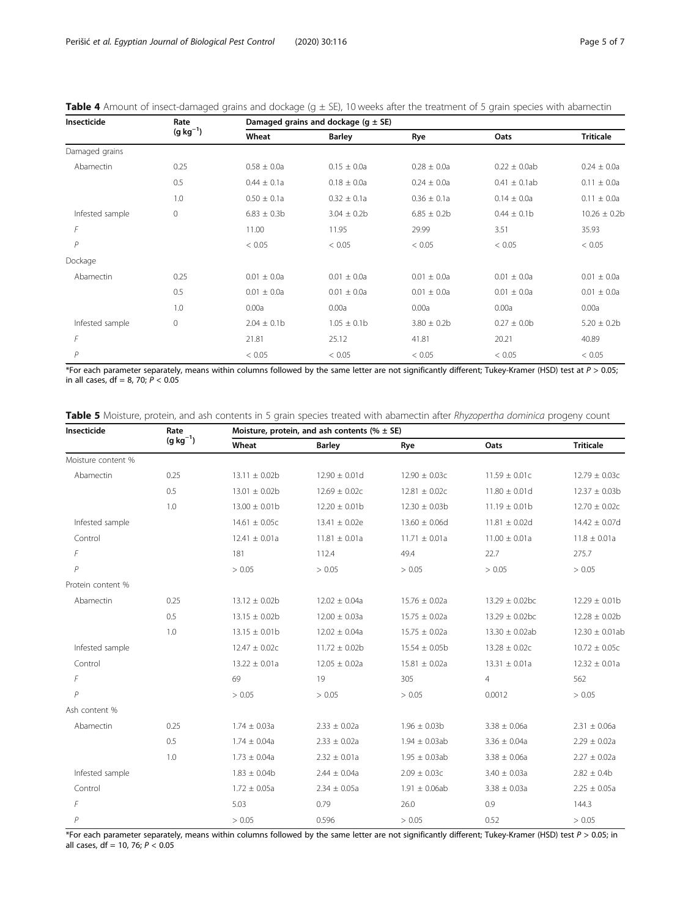**Table 4** Amount of insect-damaged grains and dockage (g ± SE), 10 weeks after the treatment of 5 grain species with abamectin

| Insecticide | Rate ($g\ kg^{-1}$) | Damaged grains and dockage (g ± SE) | | | | |
|---|---|---|---|---|---|---|
| | | Wheat | Barley | Rye | Oats | Triticale |
| Damaged grains | | | | | | |
| Abamectin | 0.25 | 0.58 ± 0.0a | 0.15 ± 0.0a | 0.28 ± 0.0a | 0.22 ± 0.0ab | 0.24 ± 0.0a |
| | 0.5 | 0.44 ± 0.1a | 0.18 ± 0.0a | 0.24 ± 0.0a | 0.41 ± 0.1ab | 0.11 ± 0.0a |
| | 1.0 | 0.50 ± 0.1a | 0.32 ± 0.1a | 0.36 ± 0.1a | 0.14 ± 0.0a | 0.11 ± 0.0a |
| Infested sample | 0 | 6.83 ± 0.3b | 3.04 ± 0.2b | 6.85 ± 0.2b | 0.44 ± 0.1b | 10.26 ± 0.2b |
| *F* | | 11.00 | 11.95 | 29.99 | 3.51 | 35.93 |
| *P* | | < 0.05 | < 0.05 | < 0.05 | < 0.05 | < 0.05 |
| Dockage | | | | | | |
| Abamectin | 0.25 | 0.01 ± 0.0a | 0.01 ± 0.0a | 0.01 ± 0.0a | 0.01 ± 0.0a | 0.01 ± 0.0a |
| | 0.5 | 0.01 ± 0.0a | 0.01 ± 0.0a | 0.01 ± 0.0a | 0.01 ± 0.0a | 0.01 ± 0.0a |
| | 1.0 | 0.00a | 0.00a | 0.00a | 0.00a | 0.00a |
| Infested sample | 0 | 2.04 ± 0.1b | 1.05 ± 0.1b | 3.80 ± 0.2b | 0.27 ± 0.0b | 5.20 ± 0.2b |
| *F* | | 21.81 | 25.12 | 41.81 | 20.21 | 40.89 |
| *P* | | < 0.05 | < 0.05 | < 0.05 | < 0.05 | < 0.05 |

*For each parameter separately, means within columns followed by the same letter are not significantly different; Tukey-Kramer (HSD) test at $P > 0.05$; in all cases, df = 8, 70; $P < 0.05$

**Table 5** Moisture, protein, and ash contents in 5 grain species treated with abamectin after *Rhyzopertha dominica* progeny count

| Insecticide | Rate ($g\ kg^{-1}$) | Moisture, protein, and ash contents (% ± SE) | | | | |
|---|---|---|---|---|---|---|
| | | Wheat | Barley | Rye | Oats | Triticale |
| Moisture content % | | | | | | |
| Abamectin | 0.25 | 13.11 ± 0.02b | 12.90 ± 0.01d | 12.90 ± 0.03c | 11.59 ± 0.01c | 12.79 ± 0.03c |
| | 0.5 | 13.01 ± 0.02b | 12.69 ± 0.02c | 12.81 ± 0.02c | 11.80 ± 0.01d | 12.37 ± 0.03b |
| | 1.0 | 13.00 ± 0.01b | 12.20 ± 0.01b | 12.30 ± 0.03b | 11.19 ± 0.01b | 12.70 ± 0.02c |
| Infested sample | | 14.61 ± 0.05c | 13.41 ± 0.02e | 13.60 ± 0.06d | 11.81 ± 0.02d | 14.42 ± 0.07d |
| Control | | 12.41 ± 0.01a | 11.81 ± 0.01a | 11.71 ± 0.01a | 11.00 ± 0.01a | 11.8 ± 0.01a |
| *F* | | 181 | 112.4 | 49.4 | 22.7 | 275.7 |
| *P* | | > 0.05 | > 0.05 | > 0.05 | > 0.05 | > 0.05 |
| Protein content % | | | | | | |
| Abamectin | 0.25 | 13.12 ± 0.02b | 12.02 ± 0.04a | 15.76 ± 0.02a | 13.29 ± 0.02bc | 12.29 ± 0.01b |
| | 0.5 | 13.15 ± 0.02b | 12.00 ± 0.03a | 15.75 ± 0.02a | 13.29 ± 0.02bc | 12.28 ± 0.02b |
| | 1.0 | 13.15 ± 0.01b | 12.02 ± 0.04a | 15.75 ± 0.02a | 13.30 ± 0.02ab | 12.30 ± 0.01ab |
| Infested sample | | 12.47 ± 0.02c | 11.72 ± 0.02b | 15.54 ± 0.05b | 13.28 ± 0.02c | 10.72 ± 0.05c |
| Control | | 13.22 ± 0.01a | 12.05 ± 0.02a | 15.81 ± 0.02a | 13.31 ± 0.01a | 12.32 ± 0.01a |
| *F* | | 69 | 19 | 305 | 4 | 562 |
| *P* | | > 0.05 | > 0.05 | > 0.05 | 0.0012 | > 0.05 |
| Ash content % | | | | | | |
| Abamectin | 0.25 | 1.74 ± 0.03a | 2.33 ± 0.02a | 1.96 ± 0.03b | 3.38 ± 0.06a | 2.31 ± 0.06a |
| | 0.5 | 1.74 ± 0.04a | 2.33 ± 0.02a | 1.94 ± 0.03ab | 3.36 ± 0.04a | 2.29 ± 0.02a |
| | 1.0 | 1.73 ± 0.04a | 2.32 ± 0.01a | 1.95 ± 0.03ab | 3.38 ± 0.06a | 2.27 ± 0.02a |
| Infested sample | | 1.83 ± 0.04b | 2.44 ± 0.04a | 2.09 ± 0.03c | 3.40 ± 0.03a | 2.82 ± 0.4b |
| Control | | 1.72 ± 0.05a | 2.34 ± 0.05a | 1.91 ± 0.06ab | 3.38 ± 0.03a | 2.25 ± 0.05a |
| *F* | | 5.03 | 0.79 | 26.0 | 0.9 | 144.3 |
| *P* | | > 0.05 | 0.596 | > 0.05 | 0.52 | > 0.05 |

*For each parameter separately, means within columns followed by the same letter are not significantly different; Tukey-Kramer (HSD) test $P > 0.05$; in all cases, df = 10, 76; $P < 0.05$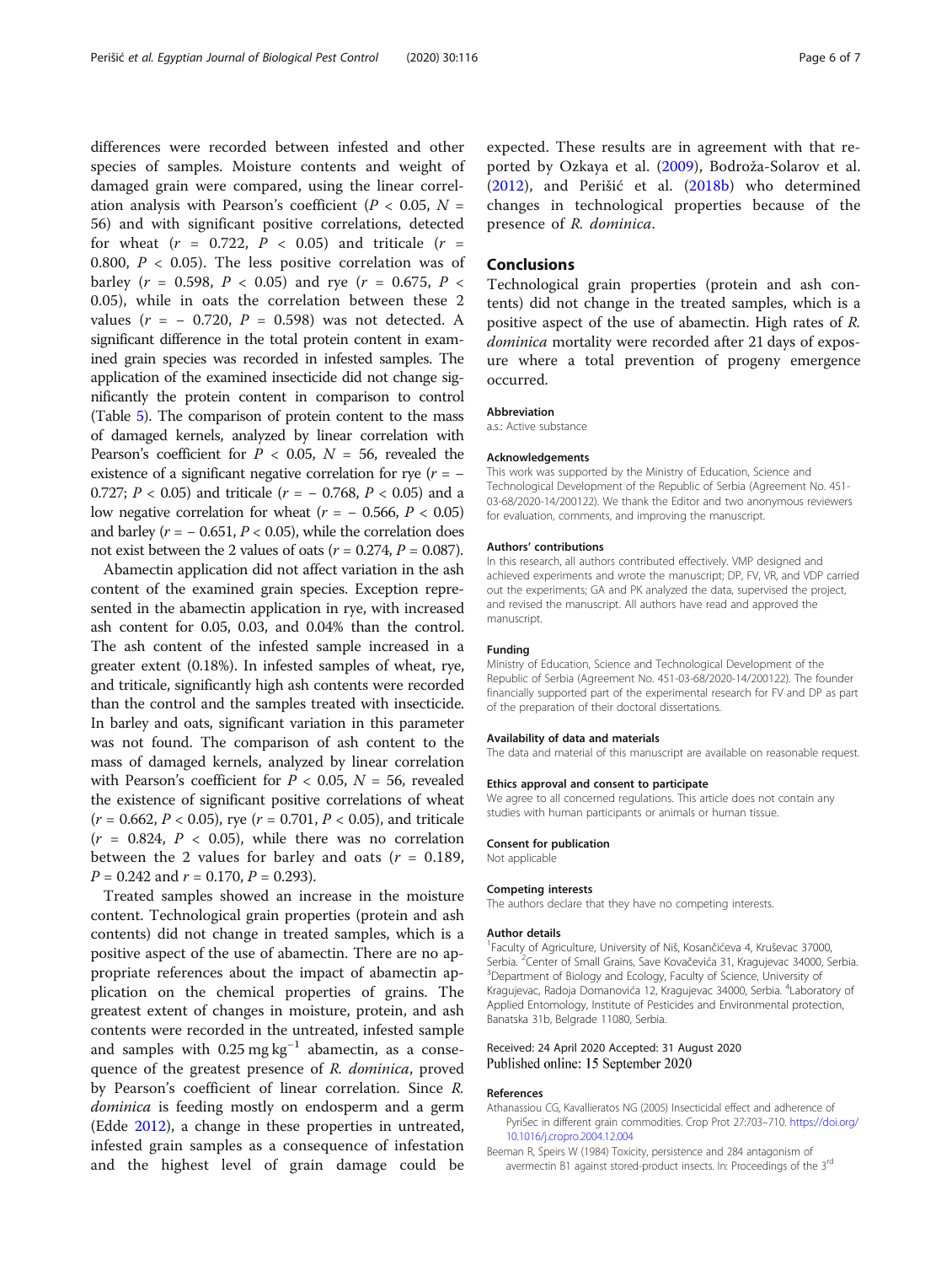differences were recorded between infested and other species of samples. Moisture contents and weight of damaged grain were compared, using the linear correlation analysis with Pearson's coefficient ($P < 0.05$, $N = 56$) and with significant positive correlations, detected for wheat ($r = 0.722$, $P < 0.05$) and triticale ($r = 0.800$, $P < 0.05$). The less positive correlation was of barley ($r = 0.598$, $P < 0.05$) and rye ($r = 0.675$, $P < 0.05$), while in oats the correlation between these 2 values ($r = -0.720$, $P = 0.598$) was not detected. A significant difference in the total protein content in examined grain species was recorded in infested samples. The application of the examined insecticide did not change significantly the protein content in comparison to control (Table 5). The comparison of protein content to the mass of damaged kernels, analyzed by linear correlation with Pearson's coefficient for $P < 0.05$, $N = 56$, revealed the existence of a significant negative correlation for rye ($r = -0.727$; $P < 0.05$) and triticale ($r = -0.768$, $P < 0.05$) and a low negative correlation for wheat ($r = -0.566$, $P < 0.05$) and barley ($r = -0.651$, $P < 0.05$), while the correlation does not exist between the 2 values of oats ($r = 0.274$, $P = 0.087$).

Abamectin application did not affect variation in the ash content of the examined grain species. Exception represented in the abamectin application in rye, with increased ash content for 0.05, 0.03, and 0.04% than the control. The ash content of the infested sample increased in a greater extent (0.18%). In infested samples of wheat, rye, and triticale, significantly high ash contents were recorded than the control and the samples treated with insecticide. In barley and oats, significant variation in this parameter was not found. The comparison of ash content to the mass of damaged kernels, analyzed by linear correlation with Pearson's coefficient for $P < 0.05$, $N = 56$, revealed the existence of significant positive correlations of wheat ($r = 0.662$, $P < 0.05$), rye ($r = 0.701$, $P < 0.05$), and triticale ($r = 0.824$, $P < 0.05$), while there was no correlation between the 2 values for barley and oats ($r = 0.189$, $P = 0.242$ and $r = 0.170$, $P = 0.293$).

Treated samples showed an increase in the moisture content. Technological grain properties (protein and ash contents) did not change in treated samples, which is a positive aspect of the use of abamectin. There are no appropriate references about the impact of abamectin application on the chemical properties of grains. The greatest extent of changes in moisture, protein, and ash contents were recorded in the untreated, infested sample and samples with $0.25\ \mathrm{mg\,kg^{-1}}$ abamectin, as a consequence of the greatest presence of *R. dominica*, proved by Pearson's coefficient of linear correlation. Since *R. dominica* is feeding mostly on endosperm and a germ (Edde 2012), a change in these properties in untreated, infested grain samples as a consequence of infestation and the highest level of grain damage could be expected. These results are in agreement with that reported by Ozkaya et al. (2009), Bodroža-Solarov et al. (2012), and Perišić et al. (2018b) who determined changes in technological properties because of the presence of *R. dominica*.

## Conclusions

Technological grain properties (protein and ash contents) did not change in the treated samples, which is a positive aspect of the use of abamectin. High rates of *R. dominica* mortality were recorded after 21 days of exposure where a total prevention of progeny emergence occurred.

#### Abbreviation

a.s.: Active substance

#### Acknowledgements

This work was supported by the Ministry of Education, Science and Technological Development of the Republic of Serbia (Agreement No. 451-03-68/2020-14/200122). We thank the Editor and two anonymous reviewers for evaluation, comments, and improving the manuscript.

#### Authors' contributions

In this research, all authors contributed effectively. VMP designed and achieved experiments and wrote the manuscript; DP, FV, VR, and VDP carried out the experiments; GA and PK analyzed the data, supervised the project, and revised the manuscript. All authors have read and approved the manuscript.

#### Funding

Ministry of Education, Science and Technological Development of the Republic of Serbia (Agreement No. 451-03-68/2020-14/200122). The founder financially supported part of the experimental research for FV and DP as part of the preparation of their doctoral dissertations.

#### Availability of data and materials

The data and material of this manuscript are available on reasonable request.

#### Ethics approval and consent to participate

We agree to all concerned regulations. This article does not contain any studies with human participants or animals or human tissue.

#### Consent for publication

Not applicable

#### Competing interests

The authors declare that they have no competing interests.

#### Author details

[1]Faculty of Agriculture, University of Niš, Kosančićeva 4, Kruševac 37000, Serbia. [2]Center of Small Grains, Save Kovačevića 31, Kragujevac 34000, Serbia. [3]Department of Biology and Ecology, Faculty of Science, University of Kragujevac, Radoja Domanovića 12, Kragujevac 34000, Serbia. [4]Laboratory of Applied Entomology, Institute of Pesticides and Environmental protection, Banatska 31b, Belgrade 11080, Serbia.

Received: 24 April 2020 Accepted: 31 August 2020
Published online: 15 September 2020

#### References

Athanassiou CG, Kavallieratos NG (2005) Insecticidal effect and adherence of PyriSec in different grain commodities. Crop Prot 27:703–710. https://doi.org/10.1016/j.cropro.2004.12.004

Beeman R, Speirs W (1984) Toxicity, persistence and 284 antagonism of avermectin B1 against stored-product insects. In: Proceedings of the 3[rd]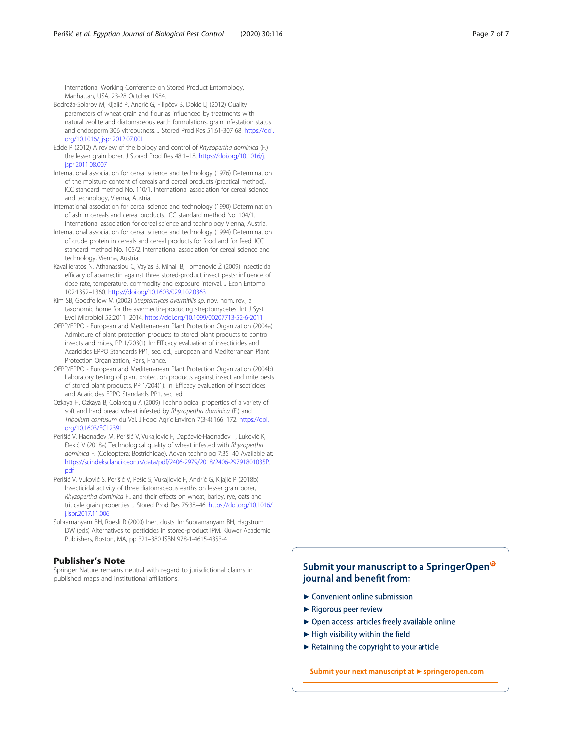International Working Conference on Stored Product Entomology, Manhattan, USA, 23-28 October 1984.

Bodroža-Solarov M, Kljajić P, Andrić G, Filipčev B, Dokić Lj (2012) Quality parameters of wheat grain and flour as influenced by treatments with natural zeolite and diatomaceous earth formulations, grain infestation status and endosperm 306 vitreousness. J Stored Prod Res 51:61-307 68. https://doi.org/10.1016/j.jspr.2012.07.001

Edde P (2012) A review of the biology and control of *Rhyzopertha dominica* (F.) the lesser grain borer. J Stored Prod Res 48:1–18. https://doi.org/10.1016/j.jspr.2011.08.007

International association for cereal science and technology (1976) Determination of the moisture content of cereals and cereal products (practical method). ICC standard method No. 110/1. International association for cereal science and technology, Vienna, Austria.

International association for cereal science and technology (1990) Determination of ash in cereals and cereal products. ICC standard method No. 104/1. International association for cereal science and technology Vienna, Austria.

International association for cereal science and technology (1994) Determination of crude protein in cereals and cereal products for food and for feed. ICC standard method No. 105/2. International association for cereal science and technology, Vienna, Austria.

Kavallieratos N, Athanassiou C, Vayias B, Mihail B, Tomanović Ž (2009) Insecticidal efficacy of abamectin against three stored-product insect pests: influence of dose rate, temperature, commodity and exposure interval. J Econ Entomol 102:1352–1360. https://doi.org/10.1603/029.102.0363

Kim SB, Goodfellow M (2002) *Streptomyces avermitilis sp.* nov. nom. rev., a taxonomic home for the avermectin-producing streptomycetes. Int J Syst Evol Microbiol 52:2011–2014. https://doi.org/10.1099/00207713-52-6-2011

OEPP/EPPO - European and Mediterranean Plant Protection Organization (2004a) Admixture of plant protection products to stored plant products to control insects and mites, PP 1/203(1). In: Efficacy evaluation of insecticides and Acaricides EPPO Standards PP1, sec. ed.; European and Mediterranean Plant Protection Organization, Paris, France.

OEPP/EPPO - European and Mediterranean Plant Protection Organization (2004b) Laboratory testing of plant protection products against insect and mite pests of stored plant products, PP 1/204(1). In: Efficacy evaluation of insecticides and Acaricides EPPO Standards PP1, sec. ed.

Ozkaya H, Ozkaya B, Colakoglu A (2009) Technological properties of a variety of soft and hard bread wheat infested by *Rhyzopertha dominica* (F.) and *Tribolium confusum* du Val. J Food Agric Environ 7(3-4):166–172. https://doi.org/10.1603/EC12391

Perišić V, Hadnađev M, Perišić V, Vukajlović F, Dapčević-Hadnađev T, Luković K, Đekić V (2018a) Technological quality of wheat infested with *Rhyzopertha dominica* F. (Coleoptera: Bostrichidae). Advan technolog 7:35–40 Available at: https://scindeksclanci.ceon.rs/data/pdf/2406-2979/2018/2406-29791801035P.pdf

Perišić V, Vuković S, Perišić V, Pešić S, Vukajlović F, Andrić G, Kljajić P (2018b) Insecticidal activity of three diatomaceous earths on lesser grain borer, *Rhyzopertha dominica* F., and their effects on wheat, barley, rye, oats and triticale grain properties. J Stored Prod Res 75:38–46. https://doi.org/10.1016/j.jspr.2017.11.006

Subramanyam BH, Roesli R (2000) Inert dusts. In: Subramanyam BH, Hagstrum DW (eds) Alternatives to pesticides in stored-product IPM. Kluwer Academic Publishers, Boston, MA, pp 321–380 ISBN 978-1-4615-4353-4

## Publisher's Note

Springer Nature remains neutral with regard to jurisdictional claims in published maps and institutional affiliations.

**Submit your manuscript to a SpringerOpen journal and benefit from:**

- Convenient online submission
- Rigorous peer review
- Open access: articles freely available online
- High visibility within the field
- Retaining the copyright to your article

**Submit your next manuscript at ▶ springeropen.com**